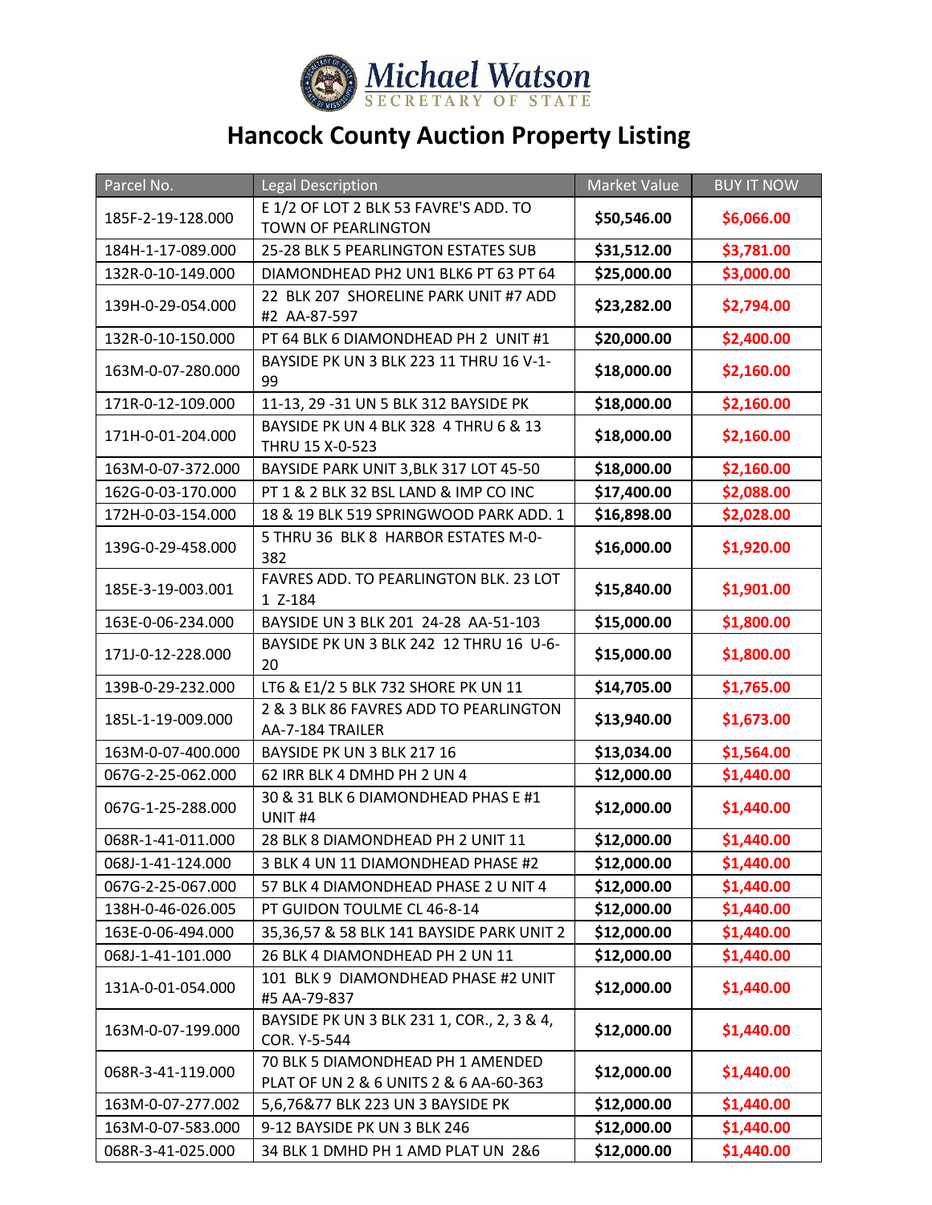Michael Watson
SECRETARY OF STATE

# Hancock County Auction Property Listing

| Parcel No. | Legal Description | Market Value | BUY IT NOW |
|---|---|---|---|
| 185F-2-19-128.000 | E 1/2 OF LOT 2 BLK 53 FAVRE'S ADD. TO TOWN OF PEARLINGTON | **$50,546.00** | **$6,066.00** |
| 184H-1-17-089.000 | 25-28 BLK 5 PEARLINGTON ESTATES SUB | **$31,512.00** | **$3,781.00** |
| 132R-0-10-149.000 | DIAMONDHEAD PH2 UN1 BLK6 PT 63 PT 64 | **$25,000.00** | **$3,000.00** |
| 139H-0-29-054.000 | 22 BLK 207 SHORELINE PARK UNIT #7 ADD #2 AA-87-597 | **$23,282.00** | **$2,794.00** |
| 132R-0-10-150.000 | PT 64 BLK 6 DIAMONDHEAD PH 2 UNIT #1 | **$20,000.00** | **$2,400.00** |
| 163M-0-07-280.000 | BAYSIDE PK UN 3 BLK 223 11 THRU 16 V-1-99 | **$18,000.00** | **$2,160.00** |
| 171R-0-12-109.000 | 11-13, 29 -31 UN 5 BLK 312 BAYSIDE PK | **$18,000.00** | **$2,160.00** |
| 171H-0-01-204.000 | BAYSIDE PK UN 4 BLK 328 4 THRU 6 & 13 THRU 15 X-0-523 | **$18,000.00** | **$2,160.00** |
| 163M-0-07-372.000 | BAYSIDE PARK UNIT 3,BLK 317 LOT 45-50 | **$18,000.00** | **$2,160.00** |
| 162G-0-03-170.000 | PT 1 & 2 BLK 32 BSL LAND & IMP CO INC | **$17,400.00** | **$2,088.00** |
| 172H-0-03-154.000 | 18 & 19 BLK 519 SPRINGWOOD PARK ADD. 1 | **$16,898.00** | **$2,028.00** |
| 139G-0-29-458.000 | 5 THRU 36 BLK 8 HARBOR ESTATES M-0-382 | **$16,000.00** | **$1,920.00** |
| 185E-3-19-003.001 | FAVRES ADD. TO PEARLINGTON BLK. 23 LOT 1 Z-184 | **$15,840.00** | **$1,901.00** |
| 163E-0-06-234.000 | BAYSIDE UN 3 BLK 201 24-28 AA-51-103 | **$15,000.00** | **$1,800.00** |
| 171J-0-12-228.000 | BAYSIDE PK UN 3 BLK 242 12 THRU 16 U-6-20 | **$15,000.00** | **$1,800.00** |
| 139B-0-29-232.000 | LT6 & E1/2 5 BLK 732 SHORE PK UN 11 | **$14,705.00** | **$1,765.00** |
| 185L-1-19-009.000 | 2 & 3 BLK 86 FAVRES ADD TO PEARLINGTON AA-7-184 TRAILER | **$13,940.00** | **$1,673.00** |
| 163M-0-07-400.000 | BAYSIDE PK UN 3 BLK 217 16 | **$13,034.00** | **$1,564.00** |
| 067G-2-25-062.000 | 62 IRR BLK 4 DMHD PH 2 UN 4 | **$12,000.00** | **$1,440.00** |
| 067G-1-25-288.000 | 30 & 31 BLK 6 DIAMONDHEAD PHAS E #1 UNIT #4 | **$12,000.00** | **$1,440.00** |
| 068R-1-41-011.000 | 28 BLK 8 DIAMONDHEAD PH 2 UNIT 11 | **$12,000.00** | **$1,440.00** |
| 068J-1-41-124.000 | 3 BLK 4 UN 11 DIAMONDHEAD PHASE #2 | **$12,000.00** | **$1,440.00** |
| 067G-2-25-067.000 | 57 BLK 4 DIAMONDHEAD PHASE 2 U NIT 4 | **$12,000.00** | **$1,440.00** |
| 138H-0-46-026.005 | PT GUIDON TOULME CL 46-8-14 | **$12,000.00** | **$1,440.00** |
| 163E-0-06-494.000 | 35,36,57 & 58 BLK 141 BAYSIDE PARK UNIT 2 | **$12,000.00** | **$1,440.00** |
| 068J-1-41-101.000 | 26 BLK 4 DIAMONDHEAD PH 2 UN 11 | **$12,000.00** | **$1,440.00** |
| 131A-0-01-054.000 | 101 BLK 9 DIAMONDHEAD PHASE #2 UNIT #5 AA-79-837 | **$12,000.00** | **$1,440.00** |
| 163M-0-07-199.000 | BAYSIDE PK UN 3 BLK 231 1, COR., 2, 3 & 4, COR. Y-5-544 | **$12,000.00** | **$1,440.00** |
| 068R-3-41-119.000 | 70 BLK 5 DIAMONDHEAD PH 1 AMENDED PLAT OF UN 2 & 6 UNITS 2 & 6 AA-60-363 | **$12,000.00** | **$1,440.00** |
| 163M-0-07-277.002 | 5,6,76&77 BLK 223 UN 3 BAYSIDE PK | **$12,000.00** | **$1,440.00** |
| 163M-0-07-583.000 | 9-12 BAYSIDE PK UN 3 BLK 246 | **$12,000.00** | **$1,440.00** |
| 068R-3-41-025.000 | 34 BLK 1 DMHD PH 1 AMD PLAT UN 2&6 | **$12,000.00** | **$1,440.00** |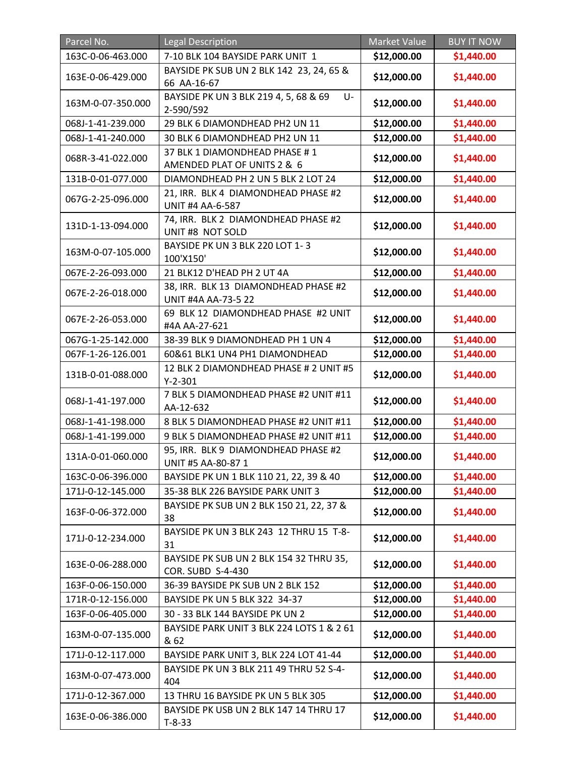| Parcel No. | Legal Description | Market Value | BUY IT NOW |
|---|---|---|---|
| 163C-0-06-463.000 | 7-10 BLK 104 BAYSIDE PARK UNIT 1 | **$12,000.00** | **$1,440.00** |
| 163E-0-06-429.000 | BAYSIDE PK SUB UN 2 BLK 142 23, 24, 65 & 66 AA-16-67 | **$12,000.00** | **$1,440.00** |
| 163M-0-07-350.000 | BAYSIDE PK UN 3 BLK 219 4, 5, 68 & 69 U-2-590/592 | **$12,000.00** | **$1,440.00** |
| 068J-1-41-239.000 | 29 BLK 6 DIAMONDHEAD PH2 UN 11 | **$12,000.00** | **$1,440.00** |
| 068J-1-41-240.000 | 30 BLK 6 DIAMONDHEAD PH2 UN 11 | **$12,000.00** | **$1,440.00** |
| 068R-3-41-022.000 | 37 BLK 1 DIAMONDHEAD PHASE # 1 AMENDED PLAT OF UNITS 2 & 6 | **$12,000.00** | **$1,440.00** |
| 131B-0-01-077.000 | DIAMONDHEAD PH 2 UN 5 BLK 2 LOT 24 | **$12,000.00** | **$1,440.00** |
| 067G-2-25-096.000 | 21, IRR. BLK 4 DIAMONDHEAD PHASE #2 UNIT #4 AA-6-587 | **$12,000.00** | **$1,440.00** |
| 131D-1-13-094.000 | 74, IRR. BLK 2 DIAMONDHEAD PHASE #2 UNIT #8 NOT SOLD | **$12,000.00** | **$1,440.00** |
| 163M-0-07-105.000 | BAYSIDE PK UN 3 BLK 220 LOT 1- 3 100'X150' | **$12,000.00** | **$1,440.00** |
| 067E-2-26-093.000 | 21 BLK12 D'HEAD PH 2 UT 4A | **$12,000.00** | **$1,440.00** |
| 067E-2-26-018.000 | 38, IRR. BLK 13 DIAMONDHEAD PHASE #2 UNIT #4A AA-73-5 22 | **$12,000.00** | **$1,440.00** |
| 067E-2-26-053.000 | 69 BLK 12 DIAMONDHEAD PHASE #2 UNIT #4A AA-27-621 | **$12,000.00** | **$1,440.00** |
| 067G-1-25-142.000 | 38-39 BLK 9 DIAMONDHEAD PH 1 UN 4 | **$12,000.00** | **$1,440.00** |
| 067F-1-26-126.001 | 60&61 BLK1 UN4 PH1 DIAMONDHEAD | **$12,000.00** | **$1,440.00** |
| 131B-0-01-088.000 | 12 BLK 2 DIAMONDHEAD PHASE # 2 UNIT #5 Y-2-301 | **$12,000.00** | **$1,440.00** |
| 068J-1-41-197.000 | 7 BLK 5 DIAMONDHEAD PHASE #2 UNIT #11 AA-12-632 | **$12,000.00** | **$1,440.00** |
| 068J-1-41-198.000 | 8 BLK 5 DIAMONDHEAD PHASE #2 UNIT #11 | **$12,000.00** | **$1,440.00** |
| 068J-1-41-199.000 | 9 BLK 5 DIAMONDHEAD PHASE #2 UNIT #11 | **$12,000.00** | **$1,440.00** |
| 131A-0-01-060.000 | 95, IRR. BLK 9 DIAMONDHEAD PHASE #2 UNIT #5 AA-80-87 1 | **$12,000.00** | **$1,440.00** |
| 163C-0-06-396.000 | BAYSIDE PK UN 1 BLK 110 21, 22, 39 & 40 | **$12,000.00** | **$1,440.00** |
| 171J-0-12-145.000 | 35-38 BLK 226 BAYSIDE PARK UNIT 3 | **$12,000.00** | **$1,440.00** |
| 163F-0-06-372.000 | BAYSIDE PK SUB UN 2 BLK 150 21, 22, 37 & 38 | **$12,000.00** | **$1,440.00** |
| 171J-0-12-234.000 | BAYSIDE PK UN 3 BLK 243 12 THRU 15 T-8-31 | **$12,000.00** | **$1,440.00** |
| 163E-0-06-288.000 | BAYSIDE PK SUB UN 2 BLK 154 32 THRU 35, COR. SUBD S-4-430 | **$12,000.00** | **$1,440.00** |
| 163F-0-06-150.000 | 36-39 BAYSIDE PK SUB UN 2 BLK 152 | **$12,000.00** | **$1,440.00** |
| 171R-0-12-156.000 | BAYSIDE PK UN 5 BLK 322 34-37 | **$12,000.00** | **$1,440.00** |
| 163F-0-06-405.000 | 30 - 33 BLK 144 BAYSIDE PK UN 2 | **$12,000.00** | **$1,440.00** |
| 163M-0-07-135.000 | BAYSIDE PARK UNIT 3 BLK 224 LOTS 1 & 2 61 & 62 | **$12,000.00** | **$1,440.00** |
| 171J-0-12-117.000 | BAYSIDE PARK UNIT 3, BLK 224 LOT 41-44 | **$12,000.00** | **$1,440.00** |
| 163M-0-07-473.000 | BAYSIDE PK UN 3 BLK 211 49 THRU 52 S-4-404 | **$12,000.00** | **$1,440.00** |
| 171J-0-12-367.000 | 13 THRU 16 BAYSIDE PK UN 5 BLK 305 | **$12,000.00** | **$1,440.00** |
| 163E-0-06-386.000 | BAYSIDE PK USB UN 2 BLK 147 14 THRU 17 T-8-33 | **$12,000.00** | **$1,440.00** |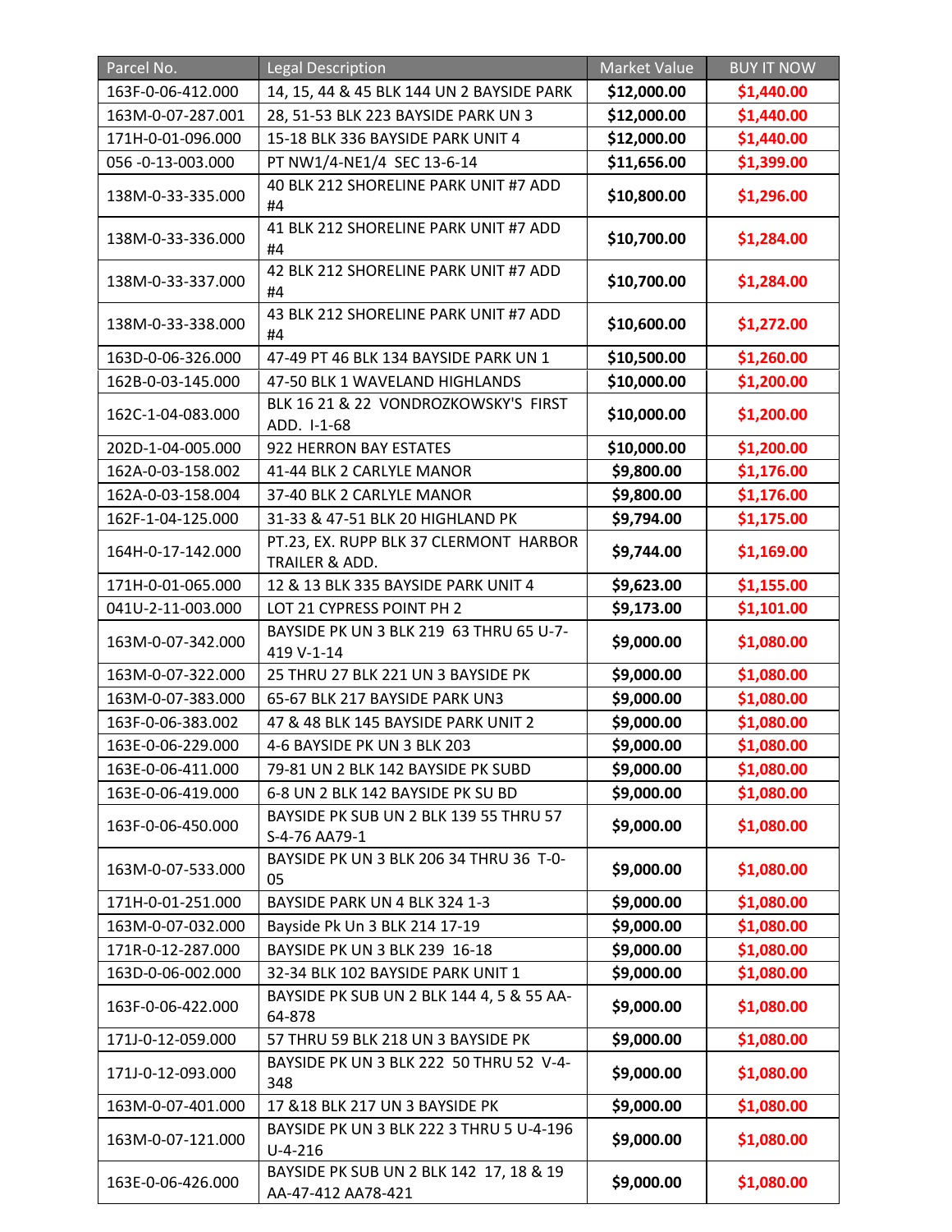| Parcel No. | Legal Description | Market Value | BUY IT NOW |
| --- | --- | --- | --- |
| 163F-0-06-412.000 | 14, 15, 44 & 45 BLK 144 UN 2 BAYSIDE PARK | **$12,000.00** | **$1,440.00** |
| 163M-0-07-287.001 | 28, 51-53 BLK 223 BAYSIDE PARK UN 3 | **$12,000.00** | **$1,440.00** |
| 171H-0-01-096.000 | 15-18 BLK 336 BAYSIDE PARK UNIT 4 | **$12,000.00** | **$1,440.00** |
| 056 -0-13-003.000 | PT NW1/4-NE1/4 SEC 13-6-14 | **$11,656.00** | **$1,399.00** |
| 138M-0-33-335.000 | 40 BLK 212 SHORELINE PARK UNIT #7 ADD #4 | **$10,800.00** | **$1,296.00** |
| 138M-0-33-336.000 | 41 BLK 212 SHORELINE PARK UNIT #7 ADD #4 | **$10,700.00** | **$1,284.00** |
| 138M-0-33-337.000 | 42 BLK 212 SHORELINE PARK UNIT #7 ADD #4 | **$10,700.00** | **$1,284.00** |
| 138M-0-33-338.000 | 43 BLK 212 SHORELINE PARK UNIT #7 ADD #4 | **$10,600.00** | **$1,272.00** |
| 163D-0-06-326.000 | 47-49 PT 46 BLK 134 BAYSIDE PARK UN 1 | **$10,500.00** | **$1,260.00** |
| 162B-0-03-145.000 | 47-50 BLK 1 WAVELAND HIGHLANDS | **$10,000.00** | **$1,200.00** |
| 162C-1-04-083.000 | BLK 16 21 & 22 VONDROZKOWSKY'S FIRST ADD. I-1-68 | **$10,000.00** | **$1,200.00** |
| 202D-1-04-005.000 | 922 HERRON BAY ESTATES | **$10,000.00** | **$1,200.00** |
| 162A-0-03-158.002 | 41-44 BLK 2 CARLYLE MANOR | **$9,800.00** | **$1,176.00** |
| 162A-0-03-158.004 | 37-40 BLK 2 CARLYLE MANOR | **$9,800.00** | **$1,176.00** |
| 162F-1-04-125.000 | 31-33 & 47-51 BLK 20 HIGHLAND PK | **$9,794.00** | **$1,175.00** |
| 164H-0-17-142.000 | PT.23, EX. RUPP BLK 37 CLERMONT HARBOR TRAILER & ADD. | **$9,744.00** | **$1,169.00** |
| 171H-0-01-065.000 | 12 & 13 BLK 335 BAYSIDE PARK UNIT 4 | **$9,623.00** | **$1,155.00** |
| 041U-2-11-003.000 | LOT 21 CYPRESS POINT PH 2 | **$9,173.00** | **$1,101.00** |
| 163M-0-07-342.000 | BAYSIDE PK UN 3 BLK 219 63 THRU 65 U-7-419 V-1-14 | **$9,000.00** | **$1,080.00** |
| 163M-0-07-322.000 | 25 THRU 27 BLK 221 UN 3 BAYSIDE PK | **$9,000.00** | **$1,080.00** |
| 163M-0-07-383.000 | 65-67 BLK 217 BAYSIDE PARK UN3 | **$9,000.00** | **$1,080.00** |
| 163F-0-06-383.002 | 47 & 48 BLK 145 BAYSIDE PARK UNIT 2 | **$9,000.00** | **$1,080.00** |
| 163E-0-06-229.000 | 4-6 BAYSIDE PK UN 3 BLK 203 | **$9,000.00** | **$1,080.00** |
| 163E-0-06-411.000 | 79-81 UN 2 BLK 142 BAYSIDE PK SUBD | **$9,000.00** | **$1,080.00** |
| 163E-0-06-419.000 | 6-8 UN 2 BLK 142 BAYSIDE PK SU BD | **$9,000.00** | **$1,080.00** |
| 163F-0-06-450.000 | BAYSIDE PK SUB UN 2 BLK 139 55 THRU 57 S-4-76 AA79-1 | **$9,000.00** | **$1,080.00** |
| 163M-0-07-533.000 | BAYSIDE PK UN 3 BLK 206 34 THRU 36 T-0-05 | **$9,000.00** | **$1,080.00** |
| 171H-0-01-251.000 | BAYSIDE PARK UN 4 BLK 324 1-3 | **$9,000.00** | **$1,080.00** |
| 163M-0-07-032.000 | Bayside Pk Un 3 BLK 214 17-19 | **$9,000.00** | **$1,080.00** |
| 171R-0-12-287.000 | BAYSIDE PK UN 3 BLK 239 16-18 | **$9,000.00** | **$1,080.00** |
| 163D-0-06-002.000 | 32-34 BLK 102 BAYSIDE PARK UNIT 1 | **$9,000.00** | **$1,080.00** |
| 163F-0-06-422.000 | BAYSIDE PK SUB UN 2 BLK 144 4, 5 & 55 AA-64-878 | **$9,000.00** | **$1,080.00** |
| 171J-0-12-059.000 | 57 THRU 59 BLK 218 UN 3 BAYSIDE PK | **$9,000.00** | **$1,080.00** |
| 171J-0-12-093.000 | BAYSIDE PK UN 3 BLK 222 50 THRU 52 V-4-348 | **$9,000.00** | **$1,080.00** |
| 163M-0-07-401.000 | 17 &18 BLK 217 UN 3 BAYSIDE PK | **$9,000.00** | **$1,080.00** |
| 163M-0-07-121.000 | BAYSIDE PK UN 3 BLK 222 3 THRU 5 U-4-196 U-4-216 | **$9,000.00** | **$1,080.00** |
| 163E-0-06-426.000 | BAYSIDE PK SUB UN 2 BLK 142 17, 18 & 19 AA-47-412 AA78-421 | **$9,000.00** | **$1,080.00** |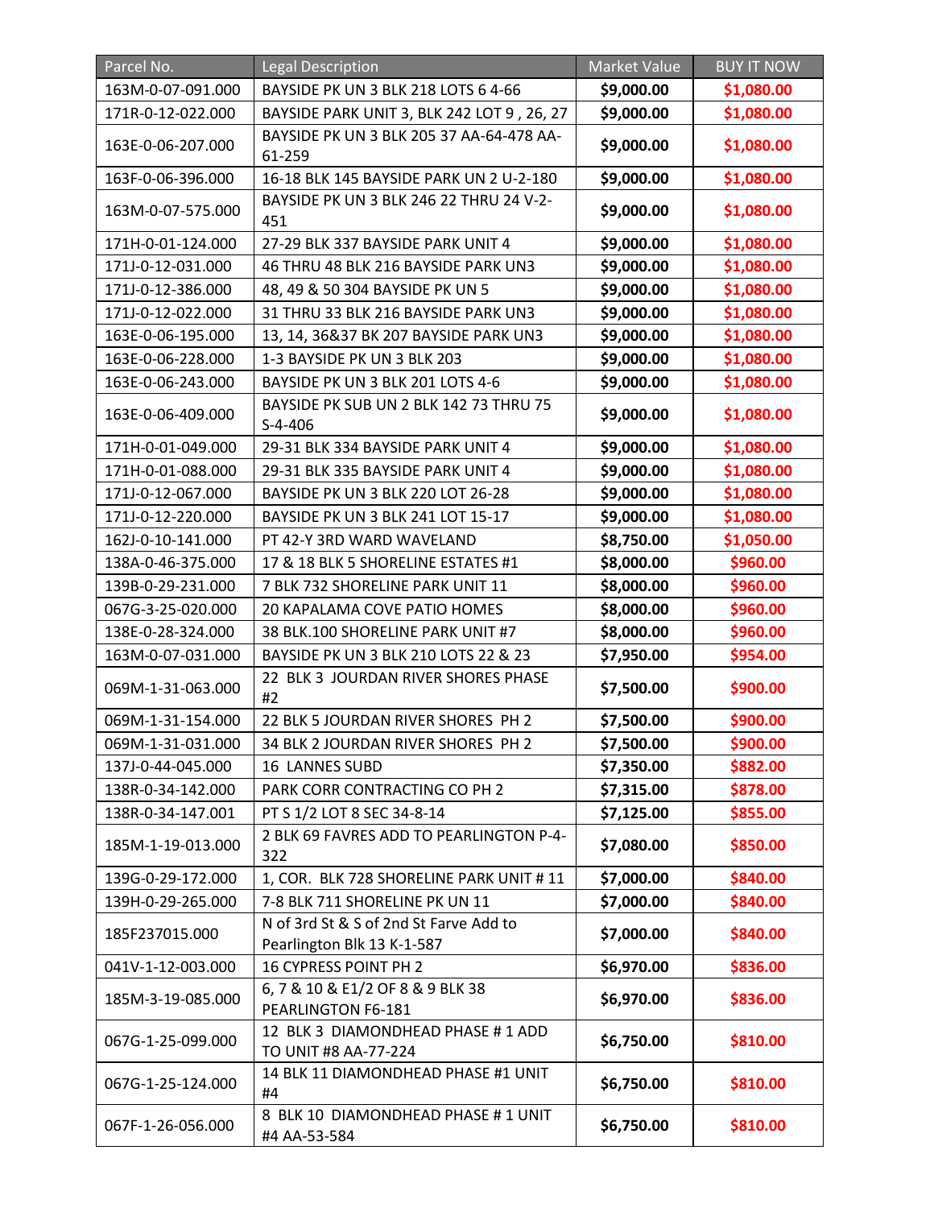| Parcel No. | Legal Description | Market Value | BUY IT NOW |
|---|---|---|---|
| 163M-0-07-091.000 | BAYSIDE PK UN 3 BLK 218 LOTS 6 4-66 | $9,000.00 | $1,080.00 |
| 171R-0-12-022.000 | BAYSIDE PARK UNIT 3, BLK 242 LOT 9 , 26, 27 | $9,000.00 | $1,080.00 |
| 163E-0-06-207.000 | BAYSIDE PK UN 3 BLK 205 37 AA-64-478 AA-61-259 | $9,000.00 | $1,080.00 |
| 163F-0-06-396.000 | 16-18 BLK 145 BAYSIDE PARK UN 2 U-2-180 | $9,000.00 | $1,080.00 |
| 163M-0-07-575.000 | BAYSIDE PK UN 3 BLK 246 22 THRU 24 V-2-451 | $9,000.00 | $1,080.00 |
| 171H-0-01-124.000 | 27-29 BLK 337 BAYSIDE PARK UNIT 4 | $9,000.00 | $1,080.00 |
| 171J-0-12-031.000 | 46 THRU 48 BLK 216 BAYSIDE PARK UN3 | $9,000.00 | $1,080.00 |
| 171J-0-12-386.000 | 48, 49 & 50 304 BAYSIDE PK UN 5 | $9,000.00 | $1,080.00 |
| 171J-0-12-022.000 | 31 THRU 33 BLK 216 BAYSIDE PARK UN3 | $9,000.00 | $1,080.00 |
| 163E-0-06-195.000 | 13, 14, 36&37 BK 207 BAYSIDE PARK UN3 | $9,000.00 | $1,080.00 |
| 163E-0-06-228.000 | 1-3 BAYSIDE PK UN 3 BLK 203 | $9,000.00 | $1,080.00 |
| 163E-0-06-243.000 | BAYSIDE PK UN 3 BLK 201 LOTS 4-6 | $9,000.00 | $1,080.00 |
| 163E-0-06-409.000 | BAYSIDE PK SUB UN 2 BLK 142 73 THRU 75 S-4-406 | $9,000.00 | $1,080.00 |
| 171H-0-01-049.000 | 29-31 BLK 334 BAYSIDE PARK UNIT 4 | $9,000.00 | $1,080.00 |
| 171H-0-01-088.000 | 29-31 BLK 335 BAYSIDE PARK UNIT 4 | $9,000.00 | $1,080.00 |
| 171J-0-12-067.000 | BAYSIDE PK UN 3 BLK 220 LOT 26-28 | $9,000.00 | $1,080.00 |
| 171J-0-12-220.000 | BAYSIDE PK UN 3 BLK 241 LOT 15-17 | $9,000.00 | $1,080.00 |
| 162J-0-10-141.000 | PT 42-Y 3RD WARD WAVELAND | $8,750.00 | $1,050.00 |
| 138A-0-46-375.000 | 17 & 18 BLK 5 SHORELINE ESTATES #1 | $8,000.00 | $960.00 |
| 139B-0-29-231.000 | 7 BLK 732 SHORELINE PARK UNIT 11 | $8,000.00 | $960.00 |
| 067G-3-25-020.000 | 20 KAPALAMA COVE PATIO HOMES | $8,000.00 | $960.00 |
| 138E-0-28-324.000 | 38 BLK.100 SHORELINE PARK UNIT #7 | $8,000.00 | $960.00 |
| 163M-0-07-031.000 | BAYSIDE PK UN 3 BLK 210 LOTS 22 & 23 | $7,950.00 | $954.00 |
| 069M-1-31-063.000 | 22 BLK 3 JOURDAN RIVER SHORES PHASE #2 | $7,500.00 | $900.00 |
| 069M-1-31-154.000 | 22 BLK 5 JOURDAN RIVER SHORES PH 2 | $7,500.00 | $900.00 |
| 069M-1-31-031.000 | 34 BLK 2 JOURDAN RIVER SHORES PH 2 | $7,500.00 | $900.00 |
| 137J-0-44-045.000 | 16 LANNES SUBD | $7,350.00 | $882.00 |
| 138R-0-34-142.000 | PARK CORR CONTRACTING CO PH 2 | $7,315.00 | $878.00 |
| 138R-0-34-147.001 | PT S 1/2 LOT 8 SEC 34-8-14 | $7,125.00 | $855.00 |
| 185M-1-19-013.000 | 2 BLK 69 FAVRES ADD TO PEARLINGTON P-4-322 | $7,080.00 | $850.00 |
| 139G-0-29-172.000 | 1, COR. BLK 728 SHORELINE PARK UNIT # 11 | $7,000.00 | $840.00 |
| 139H-0-29-265.000 | 7-8 BLK 711 SHORELINE PK UN 11 | $7,000.00 | $840.00 |
| 185F237015.000 | N of 3rd St & S of 2nd St Farve Add to Pearlington Blk 13 K-1-587 | $7,000.00 | $840.00 |
| 041V-1-12-003.000 | 16 CYPRESS POINT PH 2 | $6,970.00 | $836.00 |
| 185M-3-19-085.000 | 6, 7 & 10 & E1/2 OF 8 & 9 BLK 38 PEARLINGTON F6-181 | $6,970.00 | $836.00 |
| 067G-1-25-099.000 | 12 BLK 3 DIAMONDHEAD PHASE # 1 ADD TO UNIT #8 AA-77-224 | $6,750.00 | $810.00 |
| 067G-1-25-124.000 | 14 BLK 11 DIAMONDHEAD PHASE #1 UNIT #4 | $6,750.00 | $810.00 |
| 067F-1-26-056.000 | 8 BLK 10 DIAMONDHEAD PHASE # 1 UNIT #4 AA-53-584 | $6,750.00 | $810.00 |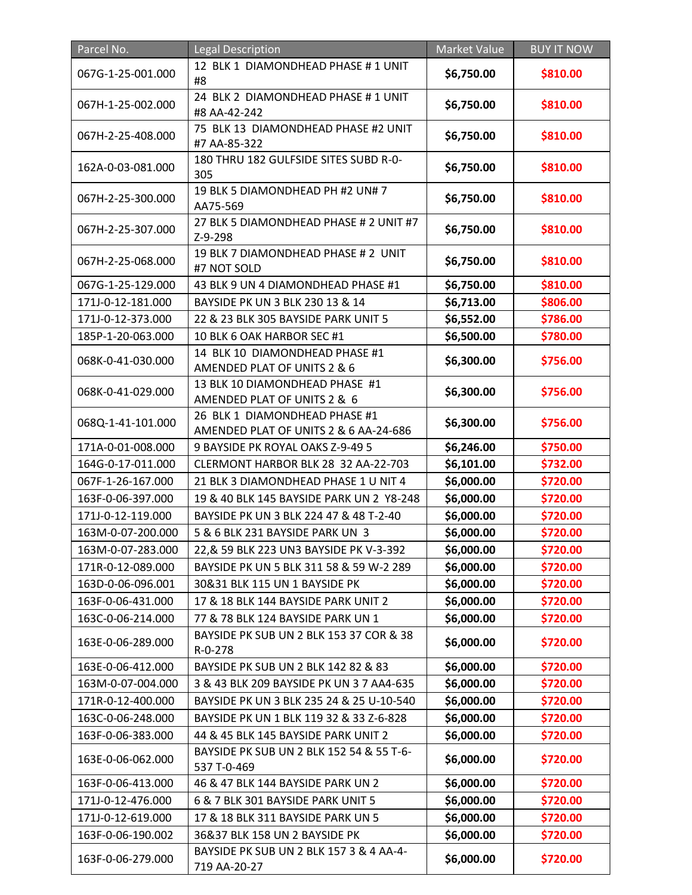| Parcel No. | Legal Description | Market Value | BUY IT NOW |
|---|---|---|---|
| 067G-1-25-001.000 | 12 BLK 1 DIAMONDHEAD PHASE # 1 UNIT #8 | **$6,750.00** | **$810.00** |
| 067H-1-25-002.000 | 24 BLK 2 DIAMONDHEAD PHASE # 1 UNIT #8 AA-42-242 | **$6,750.00** | **$810.00** |
| 067H-2-25-408.000 | 75 BLK 13 DIAMONDHEAD PHASE #2 UNIT #7 AA-85-322 | **$6,750.00** | **$810.00** |
| 162A-0-03-081.000 | 180 THRU 182 GULFSIDE SITES SUBD R-0-305 | **$6,750.00** | **$810.00** |
| 067H-2-25-300.000 | 19 BLK 5 DIAMONDHEAD PH #2 UN# 7 AA75-569 | **$6,750.00** | **$810.00** |
| 067H-2-25-307.000 | 27 BLK 5 DIAMONDHEAD PHASE # 2 UNIT #7 Z-9-298 | **$6,750.00** | **$810.00** |
| 067H-2-25-068.000 | 19 BLK 7 DIAMONDHEAD PHASE # 2 UNIT #7 NOT SOLD | **$6,750.00** | **$810.00** |
| 067G-1-25-129.000 | 43 BLK 9 UN 4 DIAMONDHEAD PHASE #1 | **$6,750.00** | **$810.00** |
| 171J-0-12-181.000 | BAYSIDE PK UN 3 BLK 230 13 & 14 | **$6,713.00** | **$806.00** |
| 171J-0-12-373.000 | 22 & 23 BLK 305 BAYSIDE PARK UNIT 5 | **$6,552.00** | **$786.00** |
| 185P-1-20-063.000 | 10 BLK 6 OAK HARBOR SEC #1 | **$6,500.00** | **$780.00** |
| 068K-0-41-030.000 | 14 BLK 10 DIAMONDHEAD PHASE #1 AMENDED PLAT OF UNITS 2 & 6 | **$6,300.00** | **$756.00** |
| 068K-0-41-029.000 | 13 BLK 10 DIAMONDHEAD PHASE #1 AMENDED PLAT OF UNITS 2 & 6 | **$6,300.00** | **$756.00** |
| 068Q-1-41-101.000 | 26 BLK 1 DIAMONDHEAD PHASE #1 AMENDED PLAT OF UNITS 2 & 6 AA-24-686 | **$6,300.00** | **$756.00** |
| 171A-0-01-008.000 | 9 BAYSIDE PK ROYAL OAKS Z-9-49 5 | **$6,246.00** | **$750.00** |
| 164G-0-17-011.000 | CLERMONT HARBOR BLK 28 32 AA-22-703 | **$6,101.00** | **$732.00** |
| 067F-1-26-167.000 | 21 BLK 3 DIAMONDHEAD PHASE 1 U NIT 4 | **$6,000.00** | **$720.00** |
| 163F-0-06-397.000 | 19 & 40 BLK 145 BAYSIDE PARK UN 2 Y8-248 | **$6,000.00** | **$720.00** |
| 171J-0-12-119.000 | BAYSIDE PK UN 3 BLK 224 47 & 48 T-2-40 | **$6,000.00** | **$720.00** |
| 163M-0-07-200.000 | 5 & 6 BLK 231 BAYSIDE PARK UN 3 | **$6,000.00** | **$720.00** |
| 163M-0-07-283.000 | 22,& 59 BLK 223 UN3 BAYSIDE PK V-3-392 | **$6,000.00** | **$720.00** |
| 171R-0-12-089.000 | BAYSIDE PK UN 5 BLK 311 58 & 59 W-2 289 | **$6,000.00** | **$720.00** |
| 163D-0-06-096.001 | 30&31 BLK 115 UN 1 BAYSIDE PK | **$6,000.00** | **$720.00** |
| 163F-0-06-431.000 | 17 & 18 BLK 144 BAYSIDE PARK UNIT 2 | **$6,000.00** | **$720.00** |
| 163C-0-06-214.000 | 77 & 78 BLK 124 BAYSIDE PARK UN 1 | **$6,000.00** | **$720.00** |
| 163E-0-06-289.000 | BAYSIDE PK SUB UN 2 BLK 153 37 COR & 38 R-0-278 | **$6,000.00** | **$720.00** |
| 163E-0-06-412.000 | BAYSIDE PK SUB UN 2 BLK 142 82 & 83 | **$6,000.00** | **$720.00** |
| 163M-0-07-004.000 | 3 & 43 BLK 209 BAYSIDE PK UN 3 7 AA4-635 | **$6,000.00** | **$720.00** |
| 171R-0-12-400.000 | BAYSIDE PK UN 3 BLK 235 24 & 25 U-10-540 | **$6,000.00** | **$720.00** |
| 163C-0-06-248.000 | BAYSIDE PK UN 1 BLK 119 32 & 33 Z-6-828 | **$6,000.00** | **$720.00** |
| 163F-0-06-383.000 | 44 & 45 BLK 145 BAYSIDE PARK UNIT 2 | **$6,000.00** | **$720.00** |
| 163E-0-06-062.000 | BAYSIDE PK SUB UN 2 BLK 152 54 & 55 T-6-537 T-0-469 | **$6,000.00** | **$720.00** |
| 163F-0-06-413.000 | 46 & 47 BLK 144 BAYSIDE PARK UN 2 | **$6,000.00** | **$720.00** |
| 171J-0-12-476.000 | 6 & 7 BLK 301 BAYSIDE PARK UNIT 5 | **$6,000.00** | **$720.00** |
| 171J-0-12-619.000 | 17 & 18 BLK 311 BAYSIDE PARK UN 5 | **$6,000.00** | **$720.00** |
| 163F-0-06-190.002 | 36&37 BLK 158 UN 2 BAYSIDE PK | **$6,000.00** | **$720.00** |
| 163F-0-06-279.000 | BAYSIDE PK SUB UN 2 BLK 157 3 & 4 AA-4-719 AA-20-27 | **$6,000.00** | **$720.00** |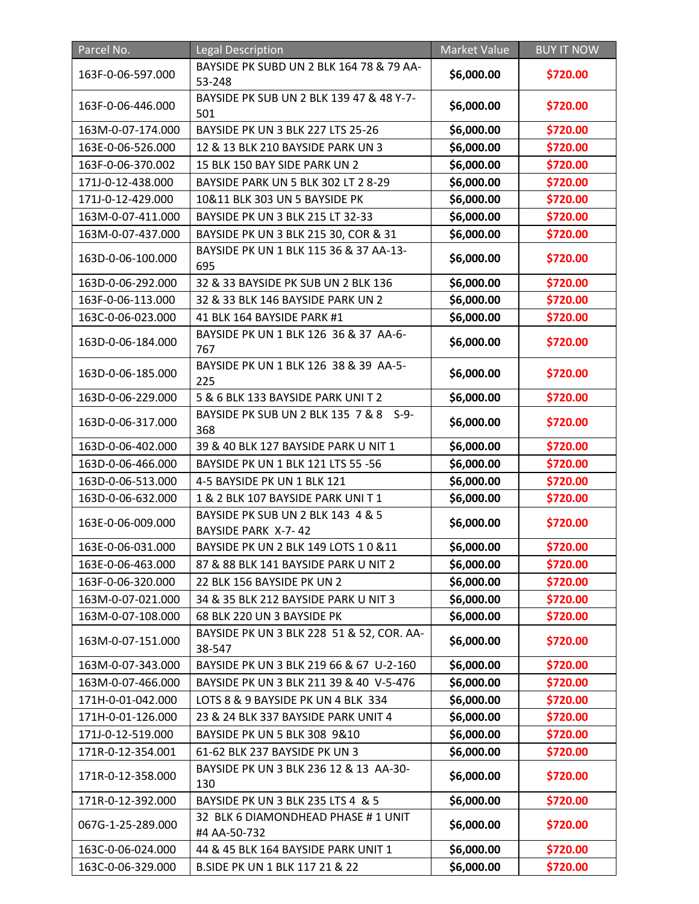| Parcel No. | Legal Description | Market Value | BUY IT NOW |
|---|---|---|---|
| 163F-0-06-597.000 | BAYSIDE PK SUBD UN 2 BLK 164 78 & 79 AA-53-248 | **$6,000.00** | **$720.00** |
| 163F-0-06-446.000 | BAYSIDE PK SUB UN 2 BLK 139 47 & 48 Y-7-501 | **$6,000.00** | **$720.00** |
| 163M-0-07-174.000 | BAYSIDE PK UN 3 BLK 227 LTS 25-26 | **$6,000.00** | **$720.00** |
| 163E-0-06-526.000 | 12 & 13 BLK 210 BAYSIDE PARK UN 3 | **$6,000.00** | **$720.00** |
| 163F-0-06-370.002 | 15 BLK 150 BAY SIDE PARK UN 2 | **$6,000.00** | **$720.00** |
| 171J-0-12-438.000 | BAYSIDE PARK UN 5 BLK 302 LT 2 8-29 | **$6,000.00** | **$720.00** |
| 171J-0-12-429.000 | 10&11 BLK 303 UN 5 BAYSIDE PK | **$6,000.00** | **$720.00** |
| 163M-0-07-411.000 | BAYSIDE PK UN 3 BLK 215 LT 32-33 | **$6,000.00** | **$720.00** |
| 163M-0-07-437.000 | BAYSIDE PK UN 3 BLK 215 30, COR & 31 | **$6,000.00** | **$720.00** |
| 163D-0-06-100.000 | BAYSIDE PK UN 1 BLK 115 36 & 37 AA-13-695 | **$6,000.00** | **$720.00** |
| 163D-0-06-292.000 | 32 & 33 BAYSIDE PK SUB UN 2 BLK 136 | **$6,000.00** | **$720.00** |
| 163F-0-06-113.000 | 32 & 33 BLK 146 BAYSIDE PARK UN 2 | **$6,000.00** | **$720.00** |
| 163C-0-06-023.000 | 41 BLK 164 BAYSIDE PARK #1 | **$6,000.00** | **$720.00** |
| 163D-0-06-184.000 | BAYSIDE PK UN 1 BLK 126 36 & 37 AA-6-767 | **$6,000.00** | **$720.00** |
| 163D-0-06-185.000 | BAYSIDE PK UN 1 BLK 126 38 & 39 AA-5-225 | **$6,000.00** | **$720.00** |
| 163D-0-06-229.000 | 5 & 6 BLK 133 BAYSIDE PARK UNI T 2 | **$6,000.00** | **$720.00** |
| 163D-0-06-317.000 | BAYSIDE PK SUB UN 2 BLK 135 7 & 8 S-9-368 | **$6,000.00** | **$720.00** |
| 163D-0-06-402.000 | 39 & 40 BLK 127 BAYSIDE PARK U NIT 1 | **$6,000.00** | **$720.00** |
| 163D-0-06-466.000 | BAYSIDE PK UN 1 BLK 121 LTS 55 -56 | **$6,000.00** | **$720.00** |
| 163D-0-06-513.000 | 4-5 BAYSIDE PK UN 1 BLK 121 | **$6,000.00** | **$720.00** |
| 163D-0-06-632.000 | 1 & 2 BLK 107 BAYSIDE PARK UNI T 1 | **$6,000.00** | **$720.00** |
| 163E-0-06-009.000 | BAYSIDE PK SUB UN 2 BLK 143 4 & 5 BAYSIDE PARK X-7- 42 | **$6,000.00** | **$720.00** |
| 163E-0-06-031.000 | BAYSIDE PK UN 2 BLK 149 LOTS 1 0 &11 | **$6,000.00** | **$720.00** |
| 163E-0-06-463.000 | 87 & 88 BLK 141 BAYSIDE PARK U NIT 2 | **$6,000.00** | **$720.00** |
| 163F-0-06-320.000 | 22 BLK 156 BAYSIDE PK UN 2 | **$6,000.00** | **$720.00** |
| 163M-0-07-021.000 | 34 & 35 BLK 212 BAYSIDE PARK U NIT 3 | **$6,000.00** | **$720.00** |
| 163M-0-07-108.000 | 68 BLK 220 UN 3 BAYSIDE PK | **$6,000.00** | **$720.00** |
| 163M-0-07-151.000 | BAYSIDE PK UN 3 BLK 228 51 & 52, COR. AA-38-547 | **$6,000.00** | **$720.00** |
| 163M-0-07-343.000 | BAYSIDE PK UN 3 BLK 219 66 & 67 U-2-160 | **$6,000.00** | **$720.00** |
| 163M-0-07-466.000 | BAYSIDE PK UN 3 BLK 211 39 & 40 V-5-476 | **$6,000.00** | **$720.00** |
| 171H-0-01-042.000 | LOTS 8 & 9 BAYSIDE PK UN 4 BLK 334 | **$6,000.00** | **$720.00** |
| 171H-0-01-126.000 | 23 & 24 BLK 337 BAYSIDE PARK UNIT 4 | **$6,000.00** | **$720.00** |
| 171J-0-12-519.000 | BAYSIDE PK UN 5 BLK 308 9&10 | **$6,000.00** | **$720.00** |
| 171R-0-12-354.001 | 61-62 BLK 237 BAYSIDE PK UN 3 | **$6,000.00** | **$720.00** |
| 171R-0-12-358.000 | BAYSIDE PK UN 3 BLK 236 12 & 13 AA-30-130 | **$6,000.00** | **$720.00** |
| 171R-0-12-392.000 | BAYSIDE PK UN 3 BLK 235 LTS 4 & 5 | **$6,000.00** | **$720.00** |
| 067G-1-25-289.000 | 32 BLK 6 DIAMONDHEAD PHASE # 1 UNIT #4 AA-50-732 | **$6,000.00** | **$720.00** |
| 163C-0-06-024.000 | 44 & 45 BLK 164 BAYSIDE PARK UNIT 1 | **$6,000.00** | **$720.00** |
| 163C-0-06-329.000 | B.SIDE PK UN 1 BLK 117 21 & 22 | **$6,000.00** | **$720.00** |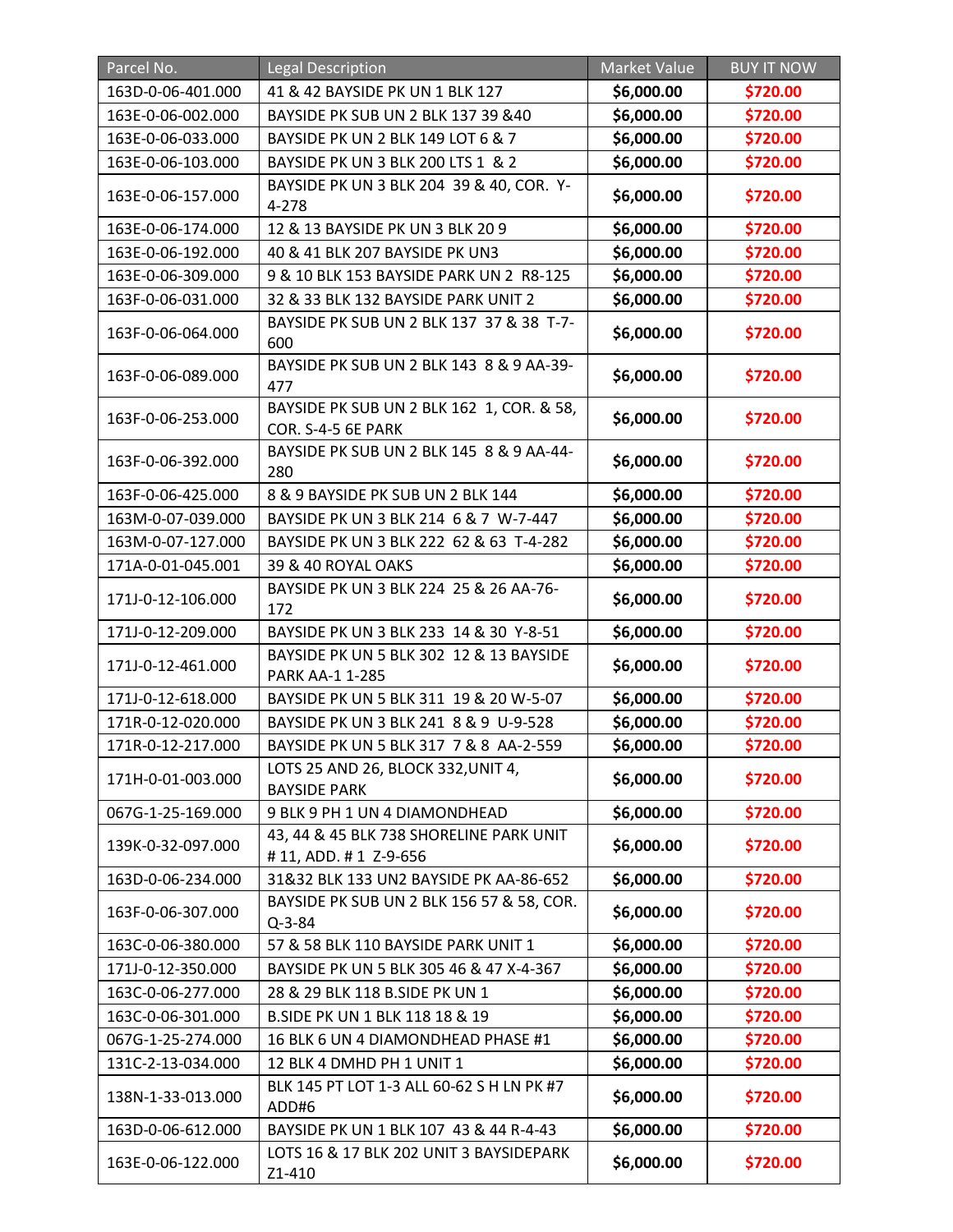| Parcel No. | Legal Description | Market Value | BUY IT NOW |
|---|---|---|---|
| 163D-0-06-401.000 | 41 & 42 BAYSIDE PK UN 1 BLK 127 | **$6,000.00** | **$720.00** |
| 163E-0-06-002.000 | BAYSIDE PK SUB UN 2 BLK 137 39 &40 | **$6,000.00** | **$720.00** |
| 163E-0-06-033.000 | BAYSIDE PK UN 2 BLK 149 LOT 6 & 7 | **$6,000.00** | **$720.00** |
| 163E-0-06-103.000 | BAYSIDE PK UN 3 BLK 200 LTS 1 & 2 | **$6,000.00** | **$720.00** |
| 163E-0-06-157.000 | BAYSIDE PK UN 3 BLK 204 39 & 40, COR. Y-4-278 | **$6,000.00** | **$720.00** |
| 163E-0-06-174.000 | 12 & 13 BAYSIDE PK UN 3 BLK 20 9 | **$6,000.00** | **$720.00** |
| 163E-0-06-192.000 | 40 & 41 BLK 207 BAYSIDE PK UN3 | **$6,000.00** | **$720.00** |
| 163E-0-06-309.000 | 9 & 10 BLK 153 BAYSIDE PARK UN 2 R8-125 | **$6,000.00** | **$720.00** |
| 163F-0-06-031.000 | 32 & 33 BLK 132 BAYSIDE PARK UNIT 2 | **$6,000.00** | **$720.00** |
| 163F-0-06-064.000 | BAYSIDE PK SUB UN 2 BLK 137 37 & 38 T-7-600 | **$6,000.00** | **$720.00** |
| 163F-0-06-089.000 | BAYSIDE PK SUB UN 2 BLK 143 8 & 9 AA-39-477 | **$6,000.00** | **$720.00** |
| 163F-0-06-253.000 | BAYSIDE PK SUB UN 2 BLK 162 1, COR. & 58, COR. S-4-5 6E PARK | **$6,000.00** | **$720.00** |
| 163F-0-06-392.000 | BAYSIDE PK SUB UN 2 BLK 145 8 & 9 AA-44-280 | **$6,000.00** | **$720.00** |
| 163F-0-06-425.000 | 8 & 9 BAYSIDE PK SUB UN 2 BLK 144 | **$6,000.00** | **$720.00** |
| 163M-0-07-039.000 | BAYSIDE PK UN 3 BLK 214 6 & 7 W-7-447 | **$6,000.00** | **$720.00** |
| 163M-0-07-127.000 | BAYSIDE PK UN 3 BLK 222 62 & 63 T-4-282 | **$6,000.00** | **$720.00** |
| 171A-0-01-045.001 | 39 & 40 ROYAL OAKS | **$6,000.00** | **$720.00** |
| 171J-0-12-106.000 | BAYSIDE PK UN 3 BLK 224 25 & 26 AA-76-172 | **$6,000.00** | **$720.00** |
| 171J-0-12-209.000 | BAYSIDE PK UN 3 BLK 233 14 & 30 Y-8-51 | **$6,000.00** | **$720.00** |
| 171J-0-12-461.000 | BAYSIDE PK UN 5 BLK 302 12 & 13 BAYSIDE PARK AA-1 1-285 | **$6,000.00** | **$720.00** |
| 171J-0-12-618.000 | BAYSIDE PK UN 5 BLK 311 19 & 20 W-5-07 | **$6,000.00** | **$720.00** |
| 171R-0-12-020.000 | BAYSIDE PK UN 3 BLK 241 8 & 9 U-9-528 | **$6,000.00** | **$720.00** |
| 171R-0-12-217.000 | BAYSIDE PK UN 5 BLK 317 7 & 8 AA-2-559 | **$6,000.00** | **$720.00** |
| 171H-0-01-003.000 | LOTS 25 AND 26, BLOCK 332,UNIT 4, BAYSIDE PARK | **$6,000.00** | **$720.00** |
| 067G-1-25-169.000 | 9 BLK 9 PH 1 UN 4 DIAMONDHEAD | **$6,000.00** | **$720.00** |
| 139K-0-32-097.000 | 43, 44 & 45 BLK 738 SHORELINE PARK UNIT # 11, ADD. # 1 Z-9-656 | **$6,000.00** | **$720.00** |
| 163D-0-06-234.000 | 31&32 BLK 133 UN2 BAYSIDE PK AA-86-652 | **$6,000.00** | **$720.00** |
| 163F-0-06-307.000 | BAYSIDE PK SUB UN 2 BLK 156 57 & 58, COR. Q-3-84 | **$6,000.00** | **$720.00** |
| 163C-0-06-380.000 | 57 & 58 BLK 110 BAYSIDE PARK UNIT 1 | **$6,000.00** | **$720.00** |
| 171J-0-12-350.000 | BAYSIDE PK UN 5 BLK 305 46 & 47 X-4-367 | **$6,000.00** | **$720.00** |
| 163C-0-06-277.000 | 28 & 29 BLK 118 B.SIDE PK UN 1 | **$6,000.00** | **$720.00** |
| 163C-0-06-301.000 | B.SIDE PK UN 1 BLK 118 18 & 19 | **$6,000.00** | **$720.00** |
| 067G-1-25-274.000 | 16 BLK 6 UN 4 DIAMONDHEAD PHASE #1 | **$6,000.00** | **$720.00** |
| 131C-2-13-034.000 | 12 BLK 4 DMHD PH 1 UNIT 1 | **$6,000.00** | **$720.00** |
| 138N-1-33-013.000 | BLK 145 PT LOT 1-3 ALL 60-62 S H LN PK #7 ADD#6 | **$6,000.00** | **$720.00** |
| 163D-0-06-612.000 | BAYSIDE PK UN 1 BLK 107 43 & 44 R-4-43 | **$6,000.00** | **$720.00** |
| 163E-0-06-122.000 | LOTS 16 & 17 BLK 202 UNIT 3 BAYSIDEPARK Z1-410 | **$6,000.00** | **$720.00** |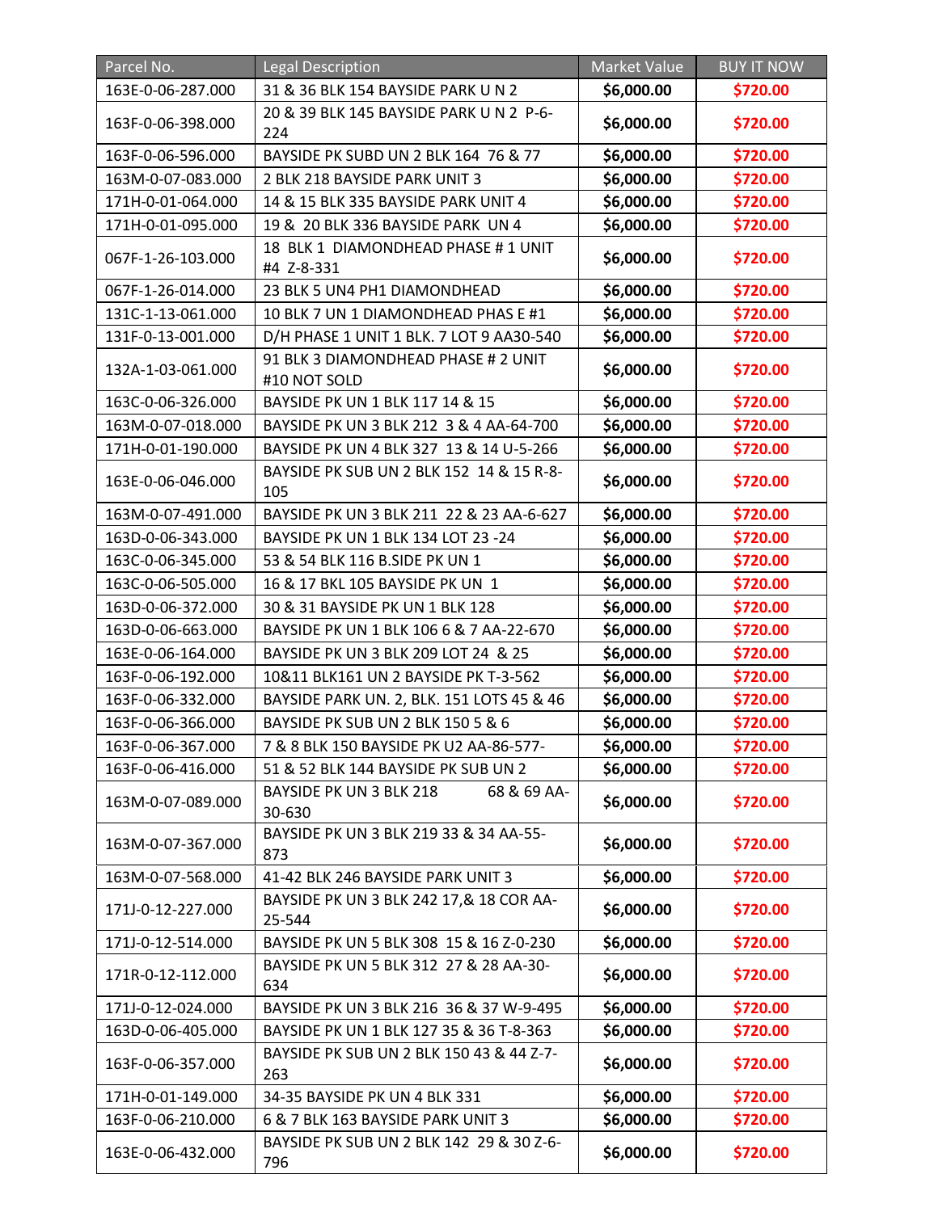| Parcel No. | Legal Description | Market Value | BUY IT NOW |
| --- | --- | --- | --- |
| 163E-0-06-287.000 | 31 & 36 BLK 154 BAYSIDE PARK U N 2 | **$6,000.00** | **$720.00** |
| 163F-0-06-398.000 | 20 & 39 BLK 145 BAYSIDE PARK U N 2 P-6-224 | **$6,000.00** | **$720.00** |
| 163F-0-06-596.000 | BAYSIDE PK SUBD UN 2 BLK 164 76 & 77 | **$6,000.00** | **$720.00** |
| 163M-0-07-083.000 | 2 BLK 218 BAYSIDE PARK UNIT 3 | **$6,000.00** | **$720.00** |
| 171H-0-01-064.000 | 14 & 15 BLK 335 BAYSIDE PARK UNIT 4 | **$6,000.00** | **$720.00** |
| 171H-0-01-095.000 | 19 & 20 BLK 336 BAYSIDE PARK UN 4 | **$6,000.00** | **$720.00** |
| 067F-1-26-103.000 | 18 BLK 1 DIAMONDHEAD PHASE # 1 UNIT #4 Z-8-331 | **$6,000.00** | **$720.00** |
| 067F-1-26-014.000 | 23 BLK 5 UN4 PH1 DIAMONDHEAD | **$6,000.00** | **$720.00** |
| 131C-1-13-061.000 | 10 BLK 7 UN 1 DIAMONDHEAD PHAS E #1 | **$6,000.00** | **$720.00** |
| 131F-0-13-001.000 | D/H PHASE 1 UNIT 1 BLK. 7 LOT 9 AA30-540 | **$6,000.00** | **$720.00** |
| 132A-1-03-061.000 | 91 BLK 3 DIAMONDHEAD PHASE # 2 UNIT #10 NOT SOLD | **$6,000.00** | **$720.00** |
| 163C-0-06-326.000 | BAYSIDE PK UN 1 BLK 117 14 & 15 | **$6,000.00** | **$720.00** |
| 163M-0-07-018.000 | BAYSIDE PK UN 3 BLK 212 3 & 4 AA-64-700 | **$6,000.00** | **$720.00** |
| 171H-0-01-190.000 | BAYSIDE PK UN 4 BLK 327 13 & 14 U-5-266 | **$6,000.00** | **$720.00** |
| 163E-0-06-046.000 | BAYSIDE PK SUB UN 2 BLK 152 14 & 15 R-8-105 | **$6,000.00** | **$720.00** |
| 163M-0-07-491.000 | BAYSIDE PK UN 3 BLK 211 22 & 23 AA-6-627 | **$6,000.00** | **$720.00** |
| 163D-0-06-343.000 | BAYSIDE PK UN 1 BLK 134 LOT 23 -24 | **$6,000.00** | **$720.00** |
| 163C-0-06-345.000 | 53 & 54 BLK 116 B.SIDE PK UN 1 | **$6,000.00** | **$720.00** |
| 163C-0-06-505.000 | 16 & 17 BKL 105 BAYSIDE PK UN 1 | **$6,000.00** | **$720.00** |
| 163D-0-06-372.000 | 30 & 31 BAYSIDE PK UN 1 BLK 128 | **$6,000.00** | **$720.00** |
| 163D-0-06-663.000 | BAYSIDE PK UN 1 BLK 106 6 & 7 AA-22-670 | **$6,000.00** | **$720.00** |
| 163E-0-06-164.000 | BAYSIDE PK UN 3 BLK 209 LOT 24 & 25 | **$6,000.00** | **$720.00** |
| 163F-0-06-192.000 | 10&11 BLK161 UN 2 BAYSIDE PK T-3-562 | **$6,000.00** | **$720.00** |
| 163F-0-06-332.000 | BAYSIDE PARK UN. 2, BLK. 151 LOTS 45 & 46 | **$6,000.00** | **$720.00** |
| 163F-0-06-366.000 | BAYSIDE PK SUB UN 2 BLK 150 5 & 6 | **$6,000.00** | **$720.00** |
| 163F-0-06-367.000 | 7 & 8 BLK 150 BAYSIDE PK U2 AA-86-577- | **$6,000.00** | **$720.00** |
| 163F-0-06-416.000 | 51 & 52 BLK 144 BAYSIDE PK SUB UN 2 | **$6,000.00** | **$720.00** |
| 163M-0-07-089.000 | BAYSIDE PK UN 3 BLK 218 68 & 69 AA-30-630 | **$6,000.00** | **$720.00** |
| 163M-0-07-367.000 | BAYSIDE PK UN 3 BLK 219 33 & 34 AA-55-873 | **$6,000.00** | **$720.00** |
| 163M-0-07-568.000 | 41-42 BLK 246 BAYSIDE PARK UNIT 3 | **$6,000.00** | **$720.00** |
| 171J-0-12-227.000 | BAYSIDE PK UN 3 BLK 242 17,& 18 COR AA-25-544 | **$6,000.00** | **$720.00** |
| 171J-0-12-514.000 | BAYSIDE PK UN 5 BLK 308 15 & 16 Z-0-230 | **$6,000.00** | **$720.00** |
| 171R-0-12-112.000 | BAYSIDE PK UN 5 BLK 312 27 & 28 AA-30-634 | **$6,000.00** | **$720.00** |
| 171J-0-12-024.000 | BAYSIDE PK UN 3 BLK 216 36 & 37 W-9-495 | **$6,000.00** | **$720.00** |
| 163D-0-06-405.000 | BAYSIDE PK UN 1 BLK 127 35 & 36 T-8-363 | **$6,000.00** | **$720.00** |
| 163F-0-06-357.000 | BAYSIDE PK SUB UN 2 BLK 150 43 & 44 Z-7-263 | **$6,000.00** | **$720.00** |
| 171H-0-01-149.000 | 34-35 BAYSIDE PK UN 4 BLK 331 | **$6,000.00** | **$720.00** |
| 163F-0-06-210.000 | 6 & 7 BLK 163 BAYSIDE PARK UNIT 3 | **$6,000.00** | **$720.00** |
| 163E-0-06-432.000 | BAYSIDE PK SUB UN 2 BLK 142 29 & 30 Z-6-796 | **$6,000.00** | **$720.00** |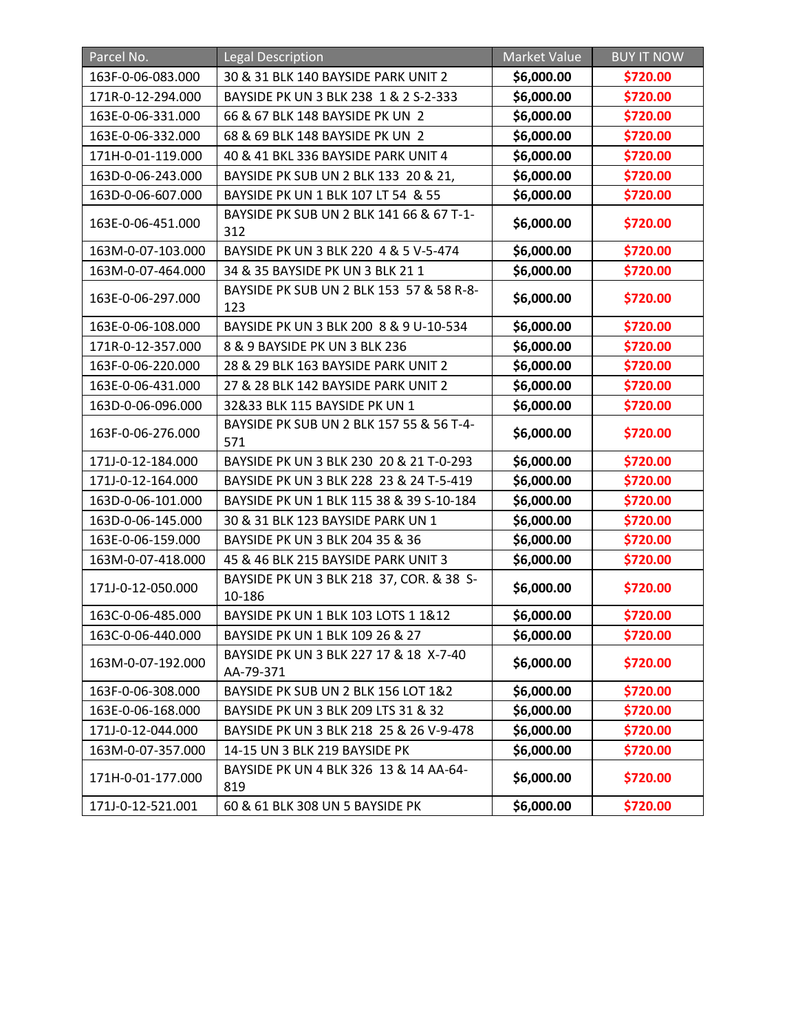| Parcel No. | Legal Description | Market Value | BUY IT NOW |
|---|---|---|---|
| 163F-0-06-083.000 | 30 & 31 BLK 140 BAYSIDE PARK UNIT 2 | **$6,000.00** | **$720.00** |
| 171R-0-12-294.000 | BAYSIDE PK UN 3 BLK 238 1 & 2 S-2-333 | **$6,000.00** | **$720.00** |
| 163E-0-06-331.000 | 66 & 67 BLK 148 BAYSIDE PK UN 2 | **$6,000.00** | **$720.00** |
| 163E-0-06-332.000 | 68 & 69 BLK 148 BAYSIDE PK UN 2 | **$6,000.00** | **$720.00** |
| 171H-0-01-119.000 | 40 & 41 BKL 336 BAYSIDE PARK UNIT 4 | **$6,000.00** | **$720.00** |
| 163D-0-06-243.000 | BAYSIDE PK SUB UN 2 BLK 133 20 & 21, | **$6,000.00** | **$720.00** |
| 163D-0-06-607.000 | BAYSIDE PK UN 1 BLK 107 LT 54 & 55 | **$6,000.00** | **$720.00** |
| 163E-0-06-451.000 | BAYSIDE PK SUB UN 2 BLK 141 66 & 67 T-1-312 | **$6,000.00** | **$720.00** |
| 163M-0-07-103.000 | BAYSIDE PK UN 3 BLK 220 4 & 5 V-5-474 | **$6,000.00** | **$720.00** |
| 163M-0-07-464.000 | 34 & 35 BAYSIDE PK UN 3 BLK 21 1 | **$6,000.00** | **$720.00** |
| 163E-0-06-297.000 | BAYSIDE PK SUB UN 2 BLK 153 57 & 58 R-8-123 | **$6,000.00** | **$720.00** |
| 163E-0-06-108.000 | BAYSIDE PK UN 3 BLK 200 8 & 9 U-10-534 | **$6,000.00** | **$720.00** |
| 171R-0-12-357.000 | 8 & 9 BAYSIDE PK UN 3 BLK 236 | **$6,000.00** | **$720.00** |
| 163F-0-06-220.000 | 28 & 29 BLK 163 BAYSIDE PARK UNIT 2 | **$6,000.00** | **$720.00** |
| 163E-0-06-431.000 | 27 & 28 BLK 142 BAYSIDE PARK UNIT 2 | **$6,000.00** | **$720.00** |
| 163D-0-06-096.000 | 32&33 BLK 115 BAYSIDE PK UN 1 | **$6,000.00** | **$720.00** |
| 163F-0-06-276.000 | BAYSIDE PK SUB UN 2 BLK 157 55 & 56 T-4-571 | **$6,000.00** | **$720.00** |
| 171J-0-12-184.000 | BAYSIDE PK UN 3 BLK 230 20 & 21 T-0-293 | **$6,000.00** | **$720.00** |
| 171J-0-12-164.000 | BAYSIDE PK UN 3 BLK 228 23 & 24 T-5-419 | **$6,000.00** | **$720.00** |
| 163D-0-06-101.000 | BAYSIDE PK UN 1 BLK 115 38 & 39 S-10-184 | **$6,000.00** | **$720.00** |
| 163D-0-06-145.000 | 30 & 31 BLK 123 BAYSIDE PARK UN 1 | **$6,000.00** | **$720.00** |
| 163E-0-06-159.000 | BAYSIDE PK UN 3 BLK 204 35 & 36 | **$6,000.00** | **$720.00** |
| 163M-0-07-418.000 | 45 & 46 BLK 215 BAYSIDE PARK UNIT 3 | **$6,000.00** | **$720.00** |
| 171J-0-12-050.000 | BAYSIDE PK UN 3 BLK 218 37, COR. & 38 S-10-186 | **$6,000.00** | **$720.00** |
| 163C-0-06-485.000 | BAYSIDE PK UN 1 BLK 103 LOTS 1 1&12 | **$6,000.00** | **$720.00** |
| 163C-0-06-440.000 | BAYSIDE PK UN 1 BLK 109 26 & 27 | **$6,000.00** | **$720.00** |
| 163M-0-07-192.000 | BAYSIDE PK UN 3 BLK 227 17 & 18 X-7-40 AA-79-371 | **$6,000.00** | **$720.00** |
| 163F-0-06-308.000 | BAYSIDE PK SUB UN 2 BLK 156 LOT 1&2 | **$6,000.00** | **$720.00** |
| 163E-0-06-168.000 | BAYSIDE PK UN 3 BLK 209 LTS 31 & 32 | **$6,000.00** | **$720.00** |
| 171J-0-12-044.000 | BAYSIDE PK UN 3 BLK 218 25 & 26 V-9-478 | **$6,000.00** | **$720.00** |
| 163M-0-07-357.000 | 14-15 UN 3 BLK 219 BAYSIDE PK | **$6,000.00** | **$720.00** |
| 171H-0-01-177.000 | BAYSIDE PK UN 4 BLK 326 13 & 14 AA-64-819 | **$6,000.00** | **$720.00** |
| 171J-0-12-521.001 | 60 & 61 BLK 308 UN 5 BAYSIDE PK | **$6,000.00** | **$720.00** |